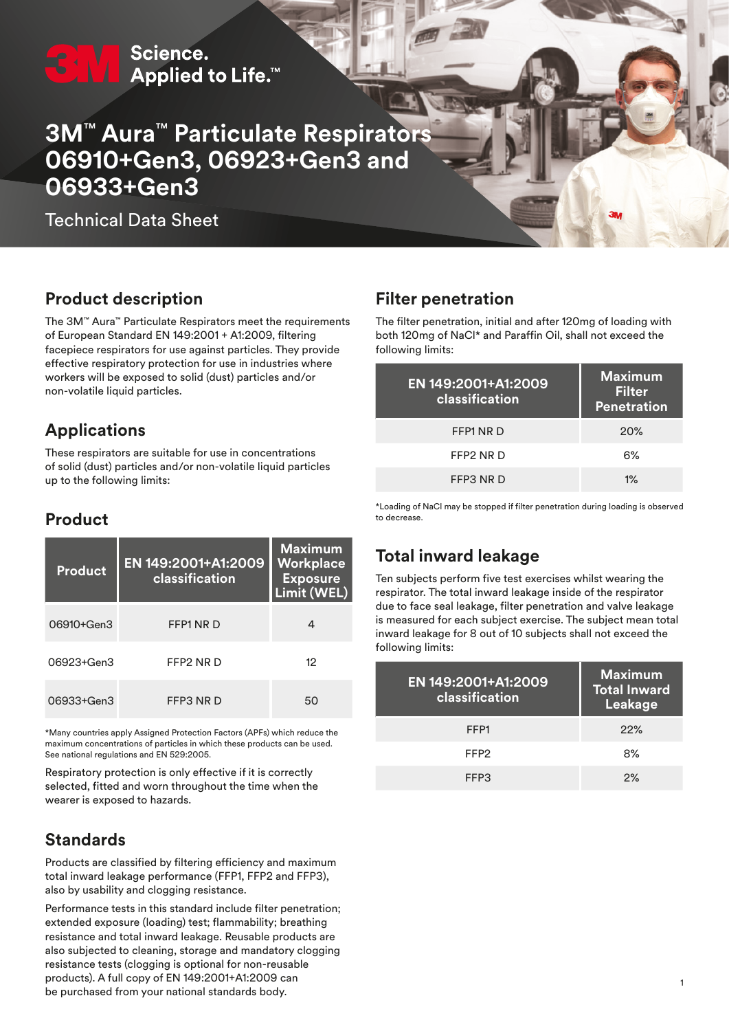Science.
Applied to Life.™

# 3M™ Aura™ Particulate Respirators 06910+Gen3, 06923+Gen3 and 06933+Gen3

Technical Data Sheet

## Product description

The 3M™ Aura™ Particulate Respirators meet the requirements of European Standard EN 149:2001 + A1:2009, filtering facepiece respirators for use against particles. They provide effective respiratory protection for use in industries where workers will be exposed to solid (dust) particles and/or non-volatile liquid particles.

## Applications

These respirators are suitable for use in concentrations of solid (dust) particles and/or non-volatile liquid particles up to the following limits:

## Product

| Product | EN 149:2001+A1:2009 classification | Maximum Workplace Exposure Limit (WEL) |
|---|---|---|
| 06910+Gen3 | FFP1 NR D | 4 |
| 06923+Gen3 | FFP2 NR D | 12 |
| 06933+Gen3 | FFP3 NR D | 50 |

*Many countries apply Assigned Protection Factors (APFs) which reduce the maximum concentrations of particles in which these products can be used. See national regulations and EN 529:2005.

Respiratory protection is only effective if it is correctly selected, fitted and worn throughout the time when the wearer is exposed to hazards.

## Standards

Products are classified by filtering efficiency and maximum total inward leakage performance (FFP1, FFP2 and FFP3), also by usability and clogging resistance.

Performance tests in this standard include filter penetration; extended exposure (loading) test; flammability; breathing resistance and total inward leakage. Reusable products are also subjected to cleaning, storage and mandatory clogging resistance tests (clogging is optional for non-reusable products). A full copy of EN 149:2001+A1:2009 can be purchased from your national standards body.

## Filter penetration

The filter penetration, initial and after 120mg of loading with both 120mg of NaCl* and Paraffin Oil, shall not exceed the following limits:

| EN 149:2001+A1:2009 classification | Maximum Filter Penetration |
|---|---|
| FFP1 NR D | 20% |
| FFP2 NR D | 6% |
| FFP3 NR D | 1% |

*Loading of NaCl may be stopped if filter penetration during loading is observed to decrease.

## Total inward leakage

Ten subjects perform five test exercises whilst wearing the respirator. The total inward leakage inside of the respirator due to face seal leakage, filter penetration and valve leakage is measured for each subject exercise. The subject mean total inward leakage for 8 out of 10 subjects shall not exceed the following limits:

| EN 149:2001+A1:2009 classification | Maximum Total Inward Leakage |
|---|---|
| FFP1 | 22% |
| FFP2 | 8% |
| FFP3 | 2% |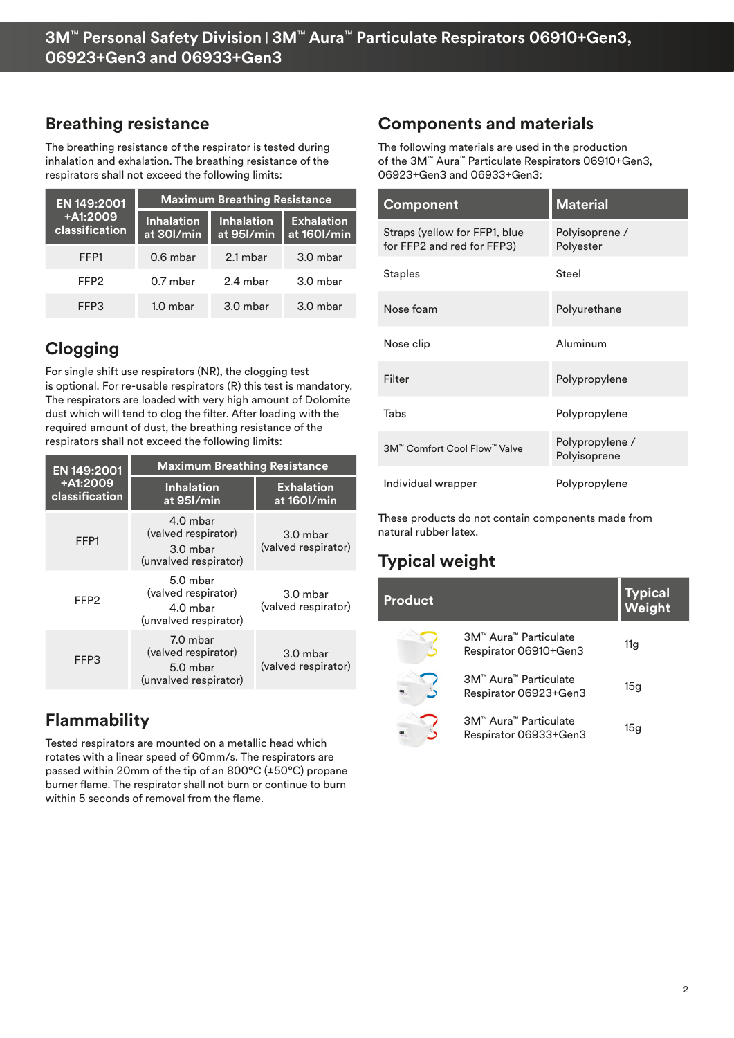## Breathing resistance

The breathing resistance of the respirator is tested during inhalation and exhalation. The breathing resistance of the respirators shall not exceed the following limits:

| EN 149:2001 +A1:2009 classification | Maximum Breathing Resistance | | |
|---|---|---|---|
| | Inhalation at 30l/min | Inhalation at 95l/min | Exhalation at 160l/min |
| FFP1 | 0.6 mbar | 2.1 mbar | 3.0 mbar |
| FFP2 | 0.7 mbar | 2.4 mbar | 3.0 mbar |
| FFP3 | 1.0 mbar | 3.0 mbar | 3.0 mbar |

## Clogging

For single shift use respirators (NR), the clogging test is optional. For re-usable respirators (R) this test is mandatory. The respirators are loaded with very high amount of Dolomite dust which will tend to clog the filter. After loading with the required amount of dust, the breathing resistance of the respirators shall not exceed the following limits:

| EN 149:2001 +A1:2009 classification | Maximum Breathing Resistance | |
|---|---|---|
| | Inhalation at 95l/min | Exhalation at 160l/min |
| FFP1 | 4.0 mbar (valved respirator) 3.0 mbar (unvalved respirator) | 3.0 mbar (valved respirator) |
| FFP2 | 5.0 mbar (valved respirator) 4.0 mbar (unvalved respirator) | 3.0 mbar (valved respirator) |
| FFP3 | 7.0 mbar (valved respirator) 5.0 mbar (unvalved respirator) | 3.0 mbar (valved respirator) |

## Flammability

Tested respirators are mounted on a metallic head which rotates with a linear speed of 60mm/s. The respirators are passed within 20mm of the tip of an 800°C (±50°C) propane burner flame. The respirator shall not burn or continue to burn within 5 seconds of removal from the flame.

## Components and materials

The following materials are used in the production of the 3M™ Aura™ Particulate Respirators 06910+Gen3, 06923+Gen3 and 06933+Gen3:

| Component | Material |
|---|---|
| Straps (yellow for FFP1, blue for FFP2 and red for FFP3) | Polyisoprene / Polyester |
| Staples | Steel |
| Nose foam | Polyurethane |
| Nose clip | Aluminum |
| Filter | Polypropylene |
| Tabs | Polypropylene |
| 3M™ Comfort Cool Flow™ Valve | Polypropylene / Polyisoprene |
| Individual wrapper | Polypropylene |

These products do not contain components made from natural rubber latex.

## Typical weight

| Product | Typical Weight |
|---|---|
| 3M™ Aura™ Particulate Respirator 06910+Gen3 | 11g |
| 3M™ Aura™ Particulate Respirator 06923+Gen3 | 15g |
| 3M™ Aura™ Particulate Respirator 06933+Gen3 | 15g |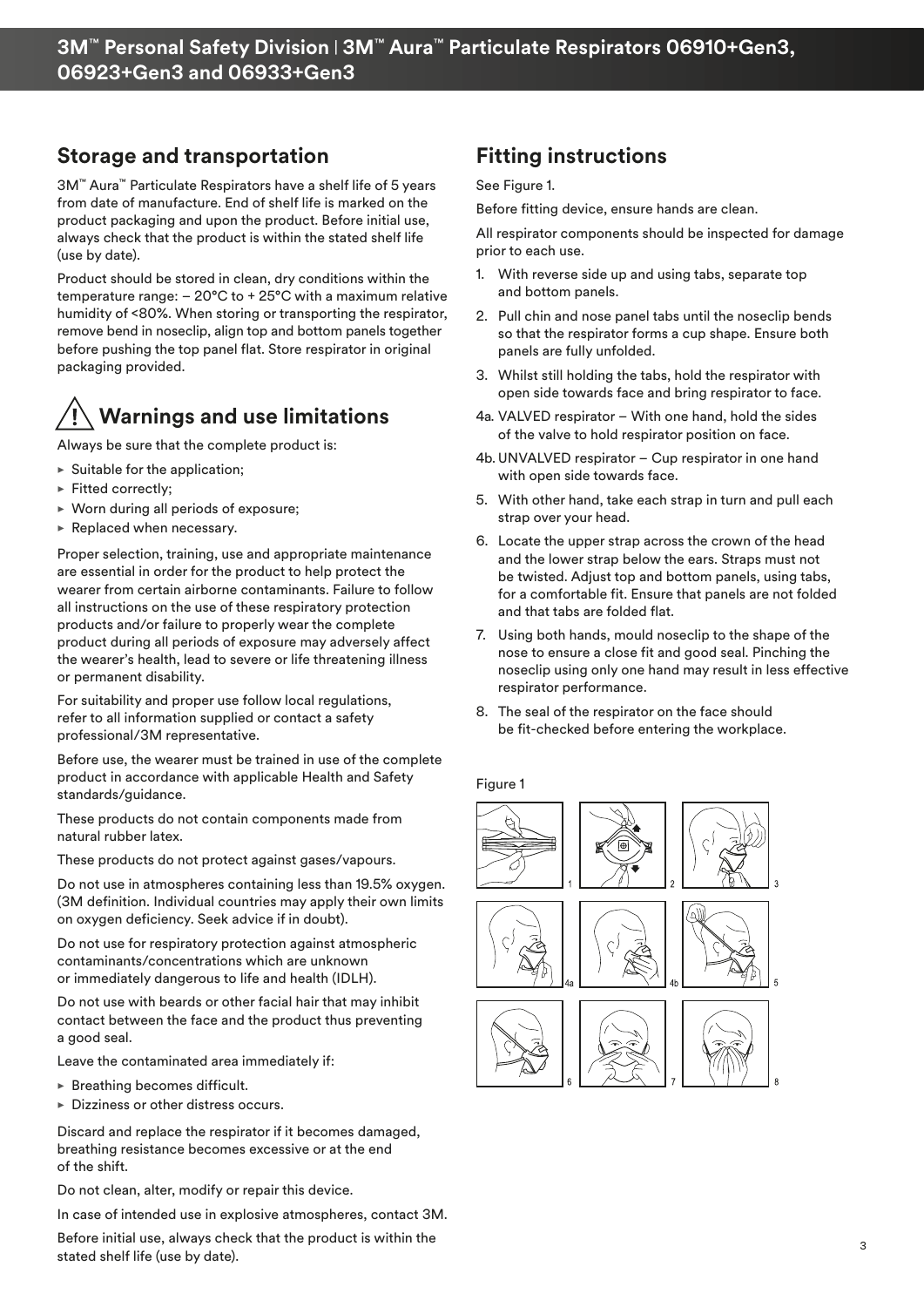## Storage and transportation

3M™ Aura™ Particulate Respirators have a shelf life of 5 years from date of manufacture. End of shelf life is marked on the product packaging and upon the product. Before initial use, always check that the product is within the stated shelf life (use by date).

Product should be stored in clean, dry conditions within the temperature range: – 20°C to + 25°C with a maximum relative humidity of <80%. When storing or transporting the respirator, remove bend in noseclip, align top and bottom panels together before pushing the top panel flat. Store respirator in original packaging provided.

## Warnings and use limitations

Always be sure that the complete product is:

- Suitable for the application;
- Fitted correctly;
- Worn during all periods of exposure;
- Replaced when necessary.

Proper selection, training, use and appropriate maintenance are essential in order for the product to help protect the wearer from certain airborne contaminants. Failure to follow all instructions on the use of these respiratory protection products and/or failure to properly wear the complete product during all periods of exposure may adversely affect the wearer's health, lead to severe or life threatening illness or permanent disability.

For suitability and proper use follow local regulations, refer to all information supplied or contact a safety professional/3M representative.

Before use, the wearer must be trained in use of the complete product in accordance with applicable Health and Safety standards/guidance.

These products do not contain components made from natural rubber latex.

These products do not protect against gases/vapours.

Do not use in atmospheres containing less than 19.5% oxygen. (3M definition. Individual countries may apply their own limits on oxygen deficiency. Seek advice if in doubt).

Do not use for respiratory protection against atmospheric contaminants/concentrations which are unknown or immediately dangerous to life and health (IDLH).

Do not use with beards or other facial hair that may inhibit contact between the face and the product thus preventing a good seal.

Leave the contaminated area immediately if:

- Breathing becomes difficult.
- Dizziness or other distress occurs.

Discard and replace the respirator if it becomes damaged, breathing resistance becomes excessive or at the end of the shift.

Do not clean, alter, modify or repair this device.

In case of intended use in explosive atmospheres, contact 3M.

Before initial use, always check that the product is within the stated shelf life (use by date).

## Fitting instructions

See Figure 1.

Before fitting device, ensure hands are clean.

All respirator components should be inspected for damage prior to each use.

1. With reverse side up and using tabs, separate top and bottom panels.
2. Pull chin and nose panel tabs until the noseclip bends so that the respirator forms a cup shape. Ensure both panels are fully unfolded.
3. Whilst still holding the tabs, hold the respirator with open side towards face and bring respirator to face.

4a. VALVED respirator – With one hand, hold the sides of the valve to hold respirator position on face.

4b. UNVALVED respirator – Cup respirator in one hand with open side towards face.

5. With other hand, take each strap in turn and pull each strap over your head.
6. Locate the upper strap across the crown of the head and the lower strap below the ears. Straps must not be twisted. Adjust top and bottom panels, using tabs, for a comfortable fit. Ensure that panels are not folded and that tabs are folded flat.
7. Using both hands, mould noseclip to the shape of the nose to ensure a close fit and good seal. Pinching the noseclip using only one hand may result in less effective respirator performance.
8. The seal of the respirator on the face should be fit-checked before entering the workplace.

Figure 1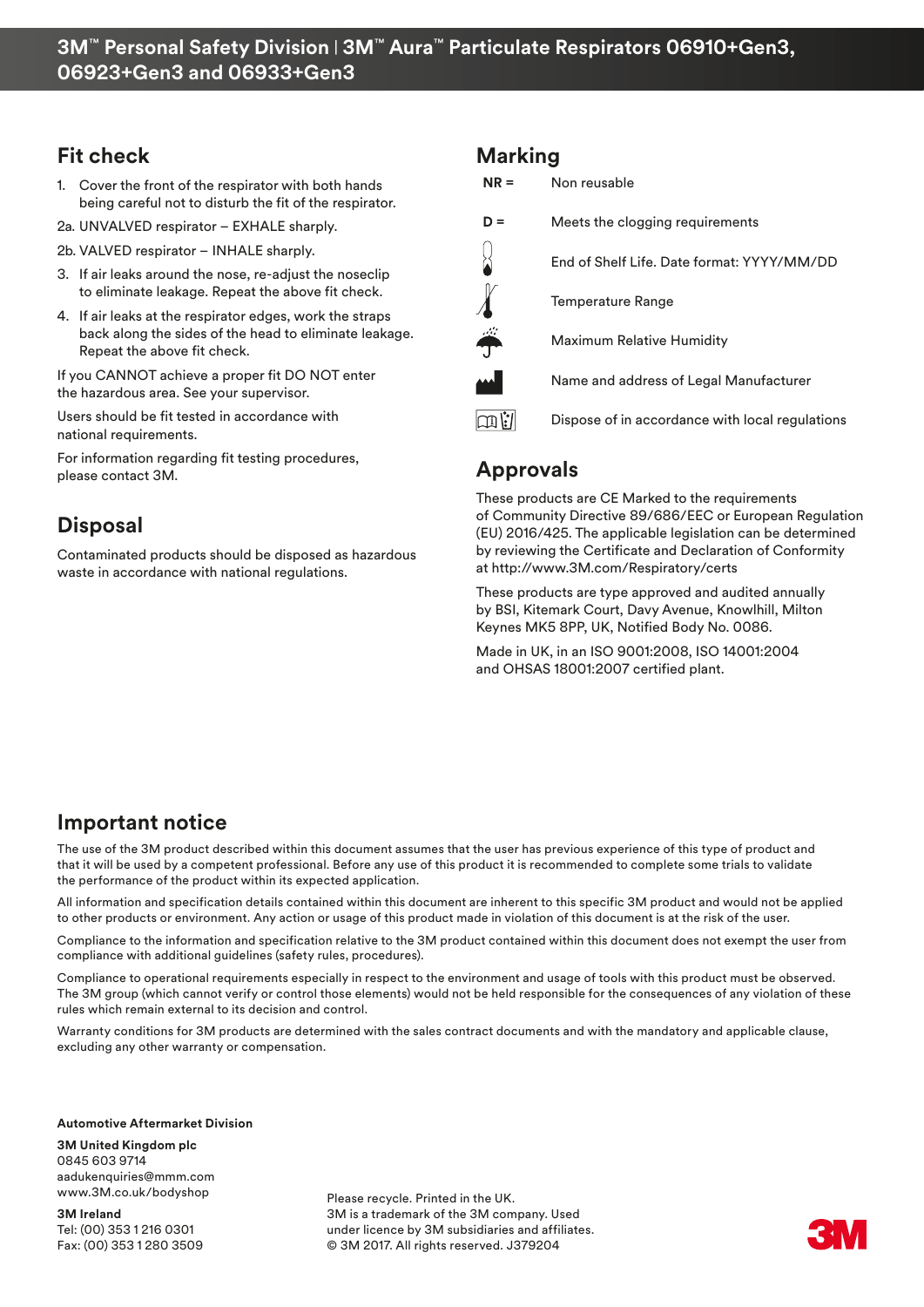# 3M™ Personal Safety Division | 3M™ Aura™ Particulate Respirators 06910+Gen3, 06923+Gen3 and 06933+Gen3

## Fit check

1. Cover the front of the respirator with both hands being careful not to disturb the fit of the respirator.

2a. UNVALVED respirator – EXHALE sharply.

2b. VALVED respirator – INHALE sharply.

3. If air leaks around the nose, re-adjust the noseclip to eliminate leakage. Repeat the above fit check.
4. If air leaks at the respirator edges, work the straps back along the sides of the head to eliminate leakage. Repeat the above fit check.

If you CANNOT achieve a proper fit DO NOT enter the hazardous area. See your supervisor.

Users should be fit tested in accordance with national requirements.

For information regarding fit testing procedures, please contact 3M.

## Disposal

Contaminated products should be disposed as hazardous waste in accordance with national regulations.

## Marking

| | |
|---|---|
| **NR =** | Non reusable |
| **D =** | Meets the clogging requirements |
| | End of Shelf Life. Date format: YYYY/MM/DD |
| | Temperature Range |
| | Maximum Relative Humidity |
| | Name and address of Legal Manufacturer |
| | Dispose of in accordance with local regulations |

## Approvals

These products are CE Marked to the requirements of Community Directive 89/686/EEC or European Regulation (EU) 2016/425. The applicable legislation can be determined by reviewing the Certificate and Declaration of Conformity at http://www.3M.com/Respiratory/certs

These products are type approved and audited annually by BSI, Kitemark Court, Davy Avenue, Knowlhill, Milton Keynes MK5 8PP, UK, Notified Body No. 0086.

Made in UK, in an ISO 9001:2008, ISO 14001:2004 and OHSAS 18001:2007 certified plant.

## Important notice

The use of the 3M product described within this document assumes that the user has previous experience of this type of product and that it will be used by a competent professional. Before any use of this product it is recommended to complete some trials to validate the performance of the product within its expected application.

All information and specification details contained within this document are inherent to this specific 3M product and would not be applied to other products or environment. Any action or usage of this product made in violation of this document is at the risk of the user.

Compliance to the information and specification relative to the 3M product contained within this document does not exempt the user from compliance with additional guidelines (safety rules, procedures).

Compliance to operational requirements especially in respect to the environment and usage of tools with this product must be observed. The 3M group (which cannot verify or control those elements) would not be held responsible for the consequences of any violation of these rules which remain external to its decision and control.

Warranty conditions for 3M products are determined with the sales contract documents and with the mandatory and applicable clause, excluding any other warranty or compensation.

**Automotive Aftermarket Division**

**3M United Kingdom plc**
0845 603 9714
aadukenquiries@mmm.com
www.3M.co.uk/bodyshop

**3M Ireland**
Tel: (00) 353 1 216 0301
Fax: (00) 353 1 280 3509

Please recycle. Printed in the UK.
3M is a trademark of the 3M company. Used under licence by 3M subsidiaries and affiliates.
© 3M 2017. All rights reserved. J379204

3M